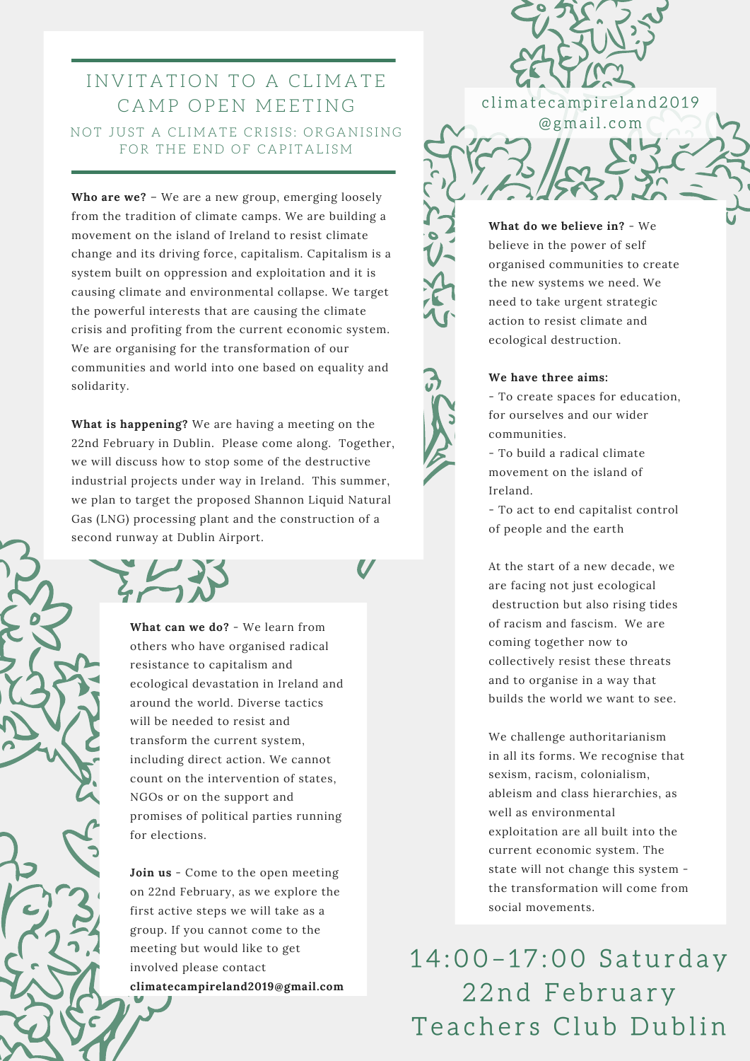# INVITATION TO A CLIMATE CAMP OPEN MEETING

## NOT JUST A CLIMATE CRISIS: ORGANISING FOR THE END OF CAPITALISM

**Who are we?** – We are a new group, emerging loosely from the tradition of climate camps. We are building a movement on the island of Ireland to resist climate change and its driving force, capitalism. Capitalism is a system built on oppression and exploitation and it is causing climate and environmental collapse. We target the powerful interests that are causing the climate crisis and profiting from the current economic system. We are organising for the transformation of our communities and world into one based on equality and solidarity.

**What is happening?** We are having a meeting on the 22nd February in Dublin. Please come along. Together, we will discuss how to stop some of the destructive industrial projects under way in Ireland. This summer, we plan to target the proposed Shannon Liquid Natural Gas (LNG) processing plant and the construction of a second runway at Dublin Airport.

**What can we do?** - We learn from others who have organised radical resistance to capitalism and ecological devastation in Ireland and around the world. Diverse tactics will be needed to resist and transform the current system, including direct action. We cannot count on the intervention of states, NGOs or on the support and promises of political parties running for elections.

**Join us** - Come to the open meeting on 22nd February, as we explore the first active steps we will take as a group. If you cannot come to the meeting but would like to get involved please contact **climatecampireland2019@gmail.com**

climatecampireland2019@gmail.com

**What do we believe in?** - We believe in the power of self organised communities to create the new systems we need. We need to take urgent strategic action to resist climate and ecological destruction.

**We have three aims:**

- To create spaces for education, for ourselves and our wider communities.
- To build a radical climate movement on the island of Ireland.
- To act to end capitalist control of people and the earth

At the start of a new decade, we are facing not just ecological destruction but also rising tides of racism and fascism. We are coming together now to collectively resist these threats and to organise in a way that builds the world we want to see.

We challenge authoritarianism in all its forms. We recognise that sexism, racism, colonialism, ableism and class hierarchies, as well as environmental exploitation are all built into the current economic system. The state will not change this system - the transformation will come from social movements.

14:00–17:00 Saturday 22nd February Teachers Club Dublin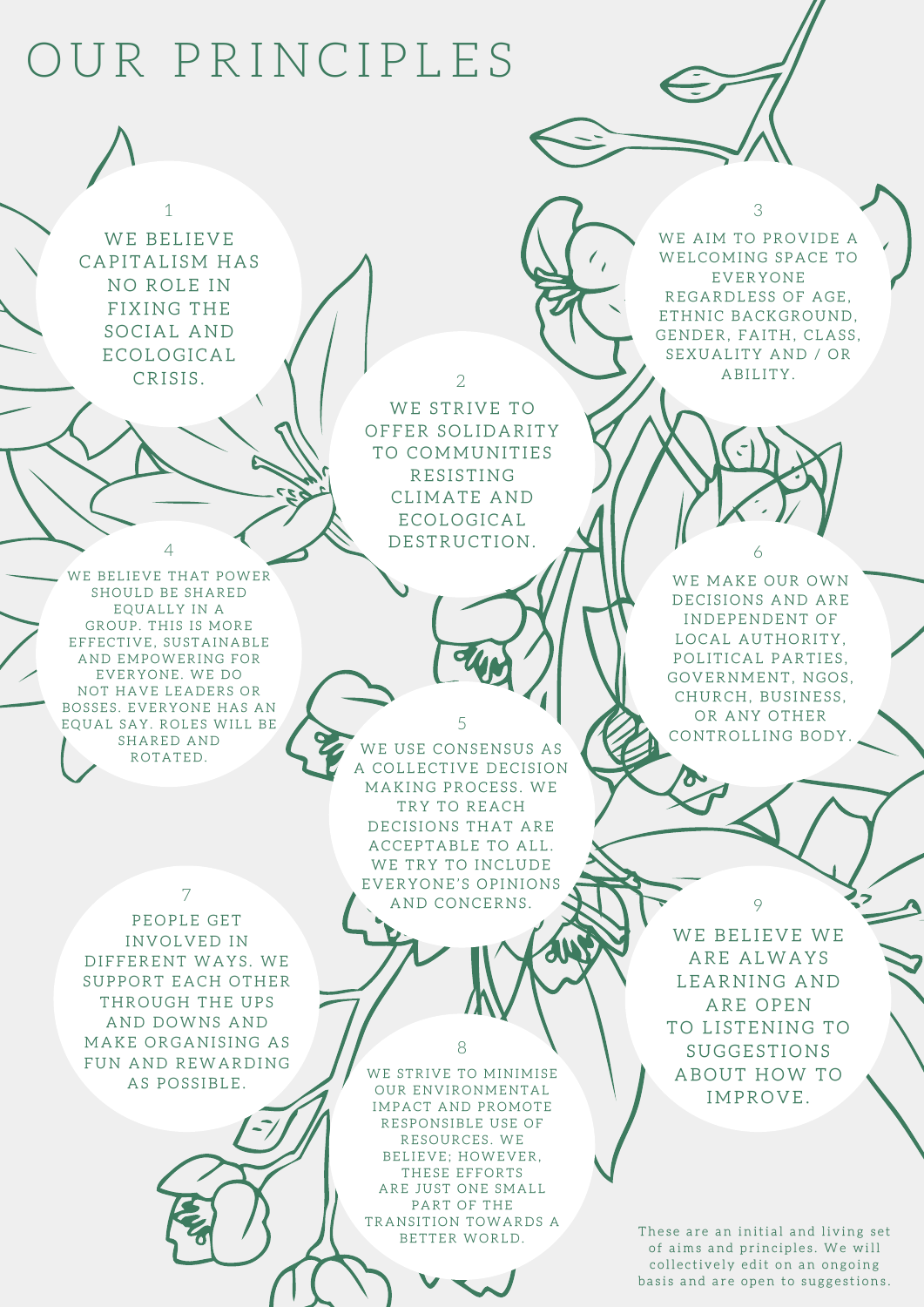# OUR PRINCIPLES

1. WE BELIEVE CAPITALISM HAS NO ROLE IN FIXING THE SOCIAL AND ECOLOGICAL CRISIS.

2. WE STRIVE TO OFFER SOLIDARITY TO COMMUNITIES RESISTING CLIMATE AND ECOLOGICAL DESTRUCTION.

3. WE AIM TO PROVIDE A WELCOMING SPACE TO EVERYONE REGARDLESS OF AGE, ETHNIC BACKGROUND, GENDER, FAITH, CLASS, SEXUALITY AND / OR ABILITY.

4. WE BELIEVE THAT POWER SHOULD BE SHARED EQUALLY IN A GROUP. THIS IS MORE EFFECTIVE, SUSTAINABLE AND EMPOWERING FOR EVERYONE. WE DO NOT HAVE LEADERS OR BOSSES. EVERYONE HAS AN EQUAL SAY. ROLES WILL BE SHARED AND ROTATED.

5. WE USE CONSENSUS AS A COLLECTIVE DECISION MAKING PROCESS. WE TRY TO REACH DECISIONS THAT ARE ACCEPTABLE TO ALL. WE TRY TO INCLUDE EVERYONE'S OPINIONS AND CONCERNS.

6. WE MAKE OUR OWN DECISIONS AND ARE INDEPENDENT OF LOCAL AUTHORITY, POLITICAL PARTIES, GOVERNMENT, NGOS, CHURCH, BUSINESS, OR ANY OTHER CONTROLLING BODY.

7. PEOPLE GET INVOLVED IN DIFFERENT WAYS. WE SUPPORT EACH OTHER THROUGH THE UPS AND DOWNS AND MAKE ORGANISING AS FUN AND REWARDING AS POSSIBLE.

8. WE STRIVE TO MINIMISE OUR ENVIRONMENTAL IMPACT AND PROMOTE RESPONSIBLE USE OF RESOURCES. WE BELIEVE; HOWEVER, THESE EFFORTS ARE JUST ONE SMALL PART OF THE TRANSITION TOWARDS A BETTER WORLD.

9. WE BELIEVE WE ARE ALWAYS LEARNING AND ARE OPEN TO LISTENING TO SUGGESTIONS ABOUT HOW TO IMPROVE.

These are an initial and living set of aims and principles. We will collectively edit on an ongoing basis and are open to suggestions.